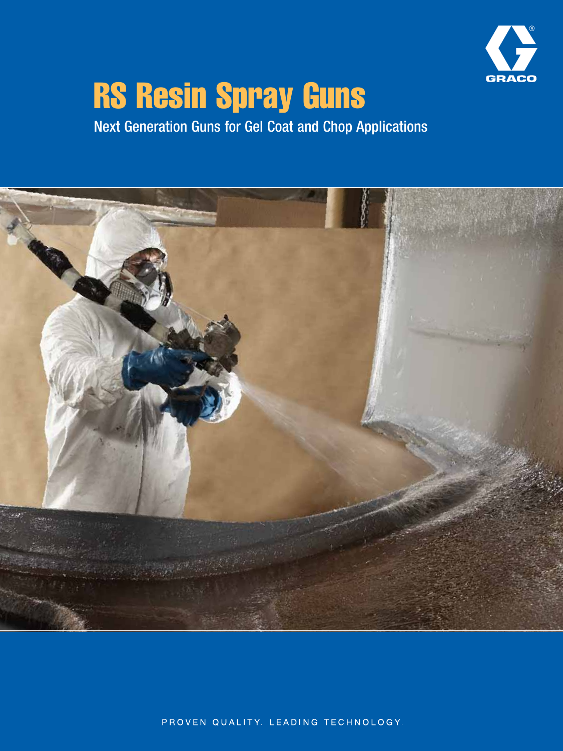GRACO

# RS Resin Spray Guns

Next Generation Guns for Gel Coat and Chop Applications

PROVEN QUALITY. LEADING TECHNOLOGY.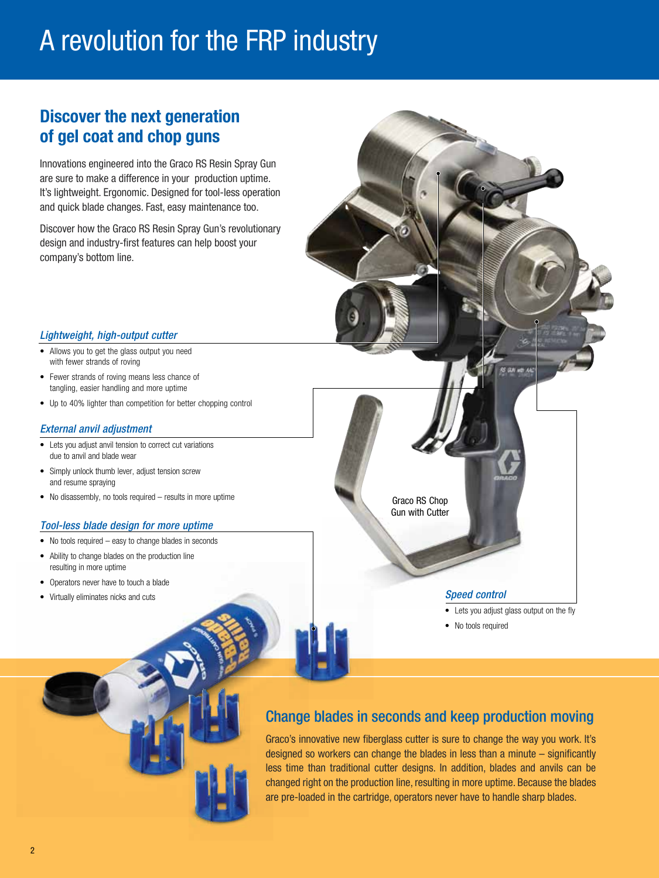# A revolution for the FRP industry

## Discover the next generation of gel coat and chop guns

Innovations engineered into the Graco RS Resin Spray Gun are sure to make a difference in your production uptime. It's lightweight. Ergonomic. Designed for tool-less operation and quick blade changes. Fast, easy maintenance too.

Discover how the Graco RS Resin Spray Gun's revolutionary design and industry-first features can help boost your company's bottom line.

### *Lightweight, high-output cutter*

- Allows you to get the glass output you need with fewer strands of roving
- Fewer strands of roving means less chance of tangling, easier handling and more uptime
- Up to 40% lighter than competition for better chopping control

### *External anvil adjustment*

- Lets you adjust anvil tension to correct cut variations due to anvil and blade wear
- Simply unlock thumb lever, adjust tension screw and resume spraying
- No disassembly, no tools required – results in more uptime

### *Tool-less blade design for more uptime*

- No tools required – easy to change blades in seconds
- Ability to change blades on the production line resulting in more uptime
- Operators never have to touch a blade
- Virtually eliminates nicks and cuts

Graco RS Chop Gun with Cutter

### *Speed control*

- Lets you adjust glass output on the fly
- No tools required

## Change blades in seconds and keep production moving

Graco's innovative new fiberglass cutter is sure to change the way you work. It's designed so workers can change the blades in less than a minute – significantly less time than traditional cutter designs. In addition, blades and anvils can be changed right on the production line, resulting in more uptime. Because the blades are pre-loaded in the cartridge, operators never have to handle sharp blades.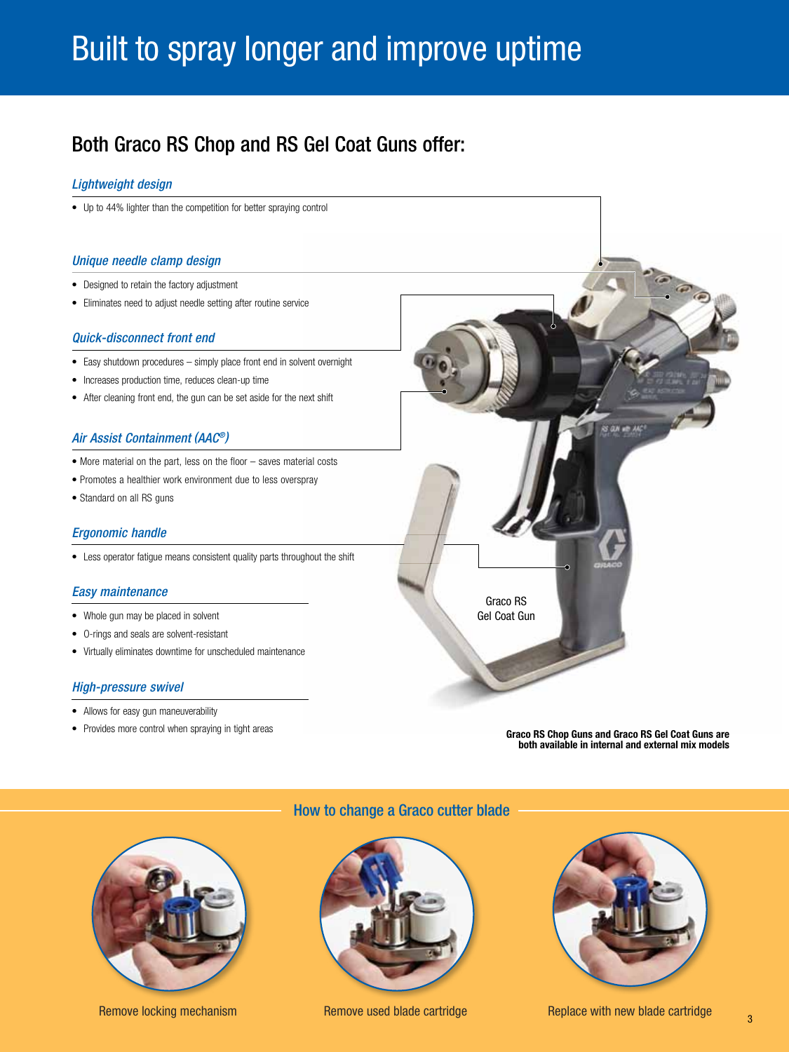# Built to spray longer and improve uptime

## Both Graco RS Chop and RS Gel Coat Guns offer:

### *Lightweight design*

- Up to 44% lighter than the competition for better spraying control

### *Unique needle clamp design*

- Designed to retain the factory adjustment
- Eliminates need to adjust needle setting after routine service

### *Quick-disconnect front end*

- Easy shutdown procedures – simply place front end in solvent overnight
- Increases production time, reduces clean-up time
- After cleaning front end, the gun can be set aside for the next shift

### *Air Assist Containment (AAC®)*

- More material on the part, less on the floor – saves material costs
- Promotes a healthier work environment due to less overspray
- Standard on all RS guns

### *Ergonomic handle*

- Less operator fatigue means consistent quality parts throughout the shift

### *Easy maintenance*

- Whole gun may be placed in solvent
- O-rings and seals are solvent-resistant
- Virtually eliminates downtime for unscheduled maintenance

### *High-pressure swivel*

- Allows for easy gun maneuverability
- Provides more control when spraying in tight areas

Graco RS Gel Coat Gun

**Graco RS Chop Guns and Graco RS Gel Coat Guns are both available in internal and external mix models**

## How to change a Graco cutter blade

Remove locking mechanism

Remove used blade cartridge

Replace with new blade cartridge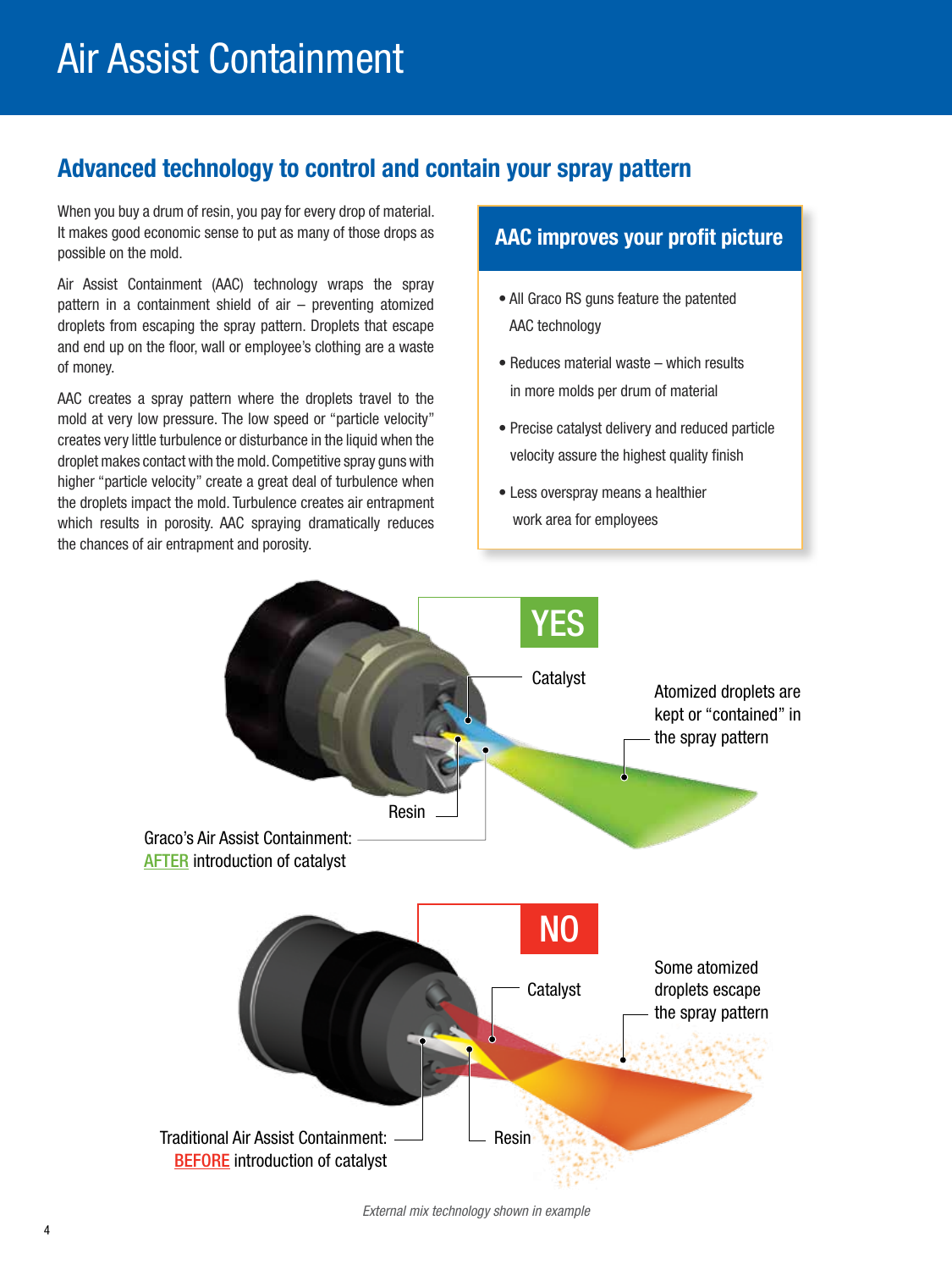# Air Assist Containment

## Advanced technology to control and contain your spray pattern

When you buy a drum of resin, you pay for every drop of material. It makes good economic sense to put as many of those drops as possible on the mold.

Air Assist Containment (AAC) technology wraps the spray pattern in a containment shield of air – preventing atomized droplets from escaping the spray pattern. Droplets that escape and end up on the floor, wall or employee's clothing are a waste of money.

AAC creates a spray pattern where the droplets travel to the mold at very low pressure. The low speed or "particle velocity" creates very little turbulence or disturbance in the liquid when the droplet makes contact with the mold. Competitive spray guns with higher "particle velocity" create a great deal of turbulence when the droplets impact the mold. Turbulence creates air entrapment which results in porosity. AAC spraying dramatically reduces the chances of air entrapment and porosity.

### AAC improves your profit picture

- All Graco RS guns feature the patented AAC technology
- Reduces material waste – which results in more molds per drum of material
- Precise catalyst delivery and reduced particle velocity assure the highest quality finish
- Less overspray means a healthier work area for employees

YES

Catalyst

Atomized droplets are kept or "contained" in the spray pattern

Resin

Graco's Air Assist Containment: AFTER introduction of catalyst

NO

Catalyst

Some atomized droplets escape the spray pattern

Traditional Air Assist Containment: BEFORE introduction of catalyst

Resin

*External mix technology shown in example*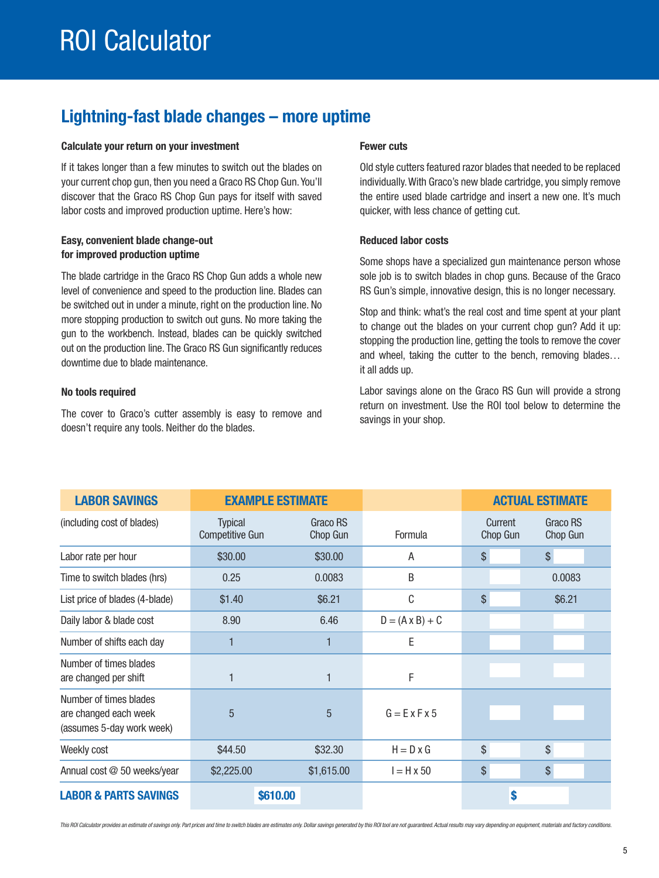# ROI Calculator

## Lightning-fast blade changes – more uptime

**Calculate your return on your investment**

If it takes longer than a few minutes to switch out the blades on your current chop gun, then you need a Graco RS Chop Gun. You'll discover that the Graco RS Chop Gun pays for itself with saved labor costs and improved production uptime. Here's how:

**Easy, convenient blade change-out for improved production uptime**

The blade cartridge in the Graco RS Chop Gun adds a whole new level of convenience and speed to the production line. Blades can be switched out in under a minute, right on the production line. No more stopping production to switch out guns. No more taking the gun to the workbench. Instead, blades can be quickly switched out on the production line. The Graco RS Gun significantly reduces downtime due to blade maintenance.

**No tools required**

The cover to Graco's cutter assembly is easy to remove and doesn't require any tools. Neither do the blades.

**Fewer cuts**

Old style cutters featured razor blades that needed to be replaced individually. With Graco's new blade cartridge, you simply remove the entire used blade cartridge and insert a new one. It's much quicker, with less chance of getting cut.

**Reduced labor costs**

Some shops have a specialized gun maintenance person whose sole job is to switch blades in chop guns. Because of the Graco RS Gun's simple, innovative design, this is no longer necessary.

Stop and think: what's the real cost and time spent at your plant to change out the blades on your current chop gun? Add it up: stopping the production line, getting the tools to remove the cover and wheel, taking the cutter to the bench, removing blades… it all adds up.

Labor savings alone on the Graco RS Gun will provide a strong return on investment. Use the ROI tool below to determine the savings in your shop.

| LABOR SAVINGS | EXAMPLE ESTIMATE | | | ACTUAL ESTIMATE | |
|---|---|---|---|---|---|
| (including cost of blades) | Typical Competitive Gun | Graco RS Chop Gun | Formula | Current Chop Gun | Graco RS Chop Gun |
| Labor rate per hour | $30.00 | $30.00 | A | $ | $ |
| Time to switch blades (hrs) | 0.25 | 0.0083 | B | | 0.0083 |
| List price of blades (4-blade) | $1.40 | $6.21 | C | $ | $6.21 |
| Daily labor & blade cost | 8.90 | 6.46 | D = (A x B) + C | | |
| Number of shifts each day | 1 | 1 | E | | |
| Number of times blades are changed per shift | 1 | 1 | F | | |
| Number of times blades are changed each week (assumes 5-day work week) | 5 | 5 | G = E x F x 5 | | |
| Weekly cost | $44.50 | $32.30 | H = D x G | $ | $ |
| Annual cost @ 50 weeks/year | $2,225.00 | $1,615.00 | I = H x 50 | $ | $ |
| **LABOR & PARTS SAVINGS** | **$610.00** | | | **$** | |

*This ROI Calculator provides an estimate of savings only. Part prices and time to switch blades are estimates only. Dollar savings generated by this ROI tool are not guaranteed. Actual results may vary depending on equipment, materials and factory conditions.*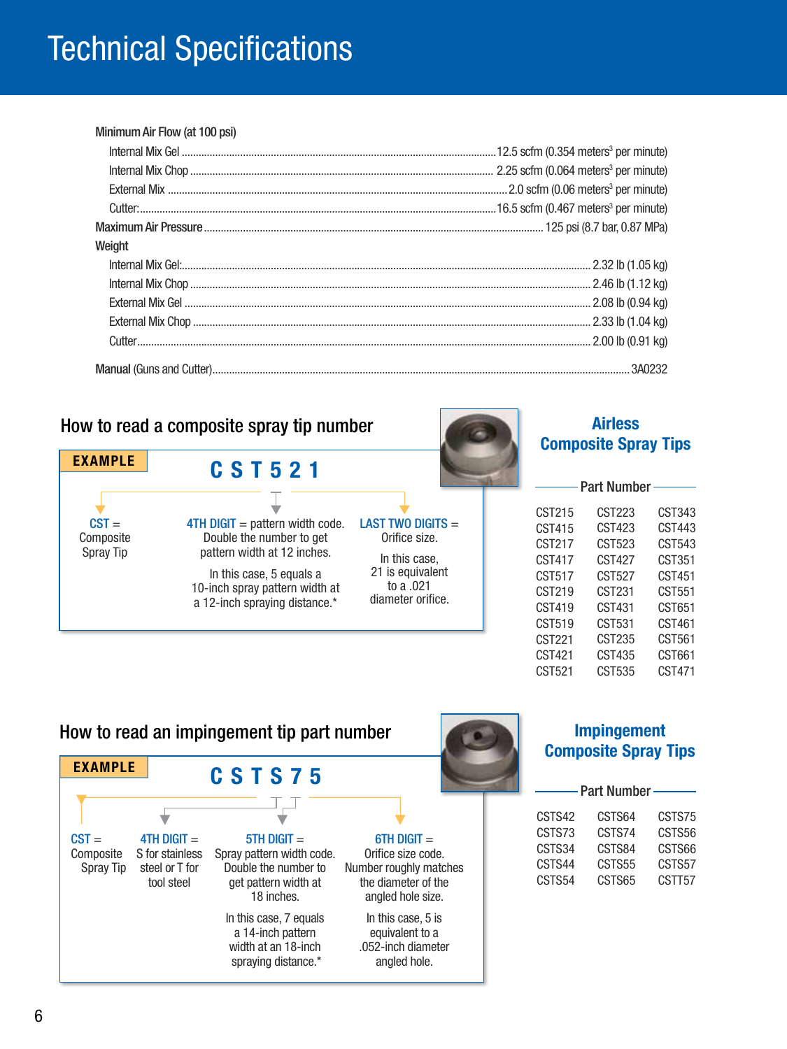# Technical Specifications

**Minimum Air Flow (at 100 psi)**

| | |
|---|---|
| Internal Mix Gel | 12.5 scfm (0.354 meters³ per minute) |
| Internal Mix Chop | 2.25 scfm (0.064 meters³ per minute) |
| External Mix | 2.0 scfm (0.06 meters³ per minute) |
| Cutter: | 16.5 scfm (0.467 meters³ per minute) |
| **Maximum Air Pressure** | 125 psi (8.7 bar, 0.87 MPa) |

**Weight**

| | |
|---|---|
| Internal Mix Gel: | 2.32 lb (1.05 kg) |
| Internal Mix Chop | 2.46 lb (1.12 kg) |
| External Mix Gel | 2.08 lb (0.94 kg) |
| External Mix Chop | 2.33 lb (1.04 kg) |
| Cutter | 2.00 lb (0.91 kg) |

**Manual** (Guns and Cutter) .......... 3A0232

## How to read a composite spray tip number

**EXAMPLE**

**C S T 5 2 1**

- **CST** = Composite Spray Tip
- **4TH DIGIT** = pattern width code. Double the number to get pattern width at 12 inches. In this case, 5 equals a 10-inch spray pattern width at a 12-inch spraying distance.*
- **LAST TWO DIGITS** = Orifice size. In this case, 21 is equivalent to a .021 diameter orifice.

### Airless Composite Spray Tips

**Part Number**

| | | |
|---|---|---|
| CST215 | CST223 | CST343 |
| CST415 | CST423 | CST443 |
| CST217 | CST523 | CST543 |
| CST417 | CST427 | CST351 |
| CST517 | CST527 | CST451 |
| CST219 | CST231 | CST551 |
| CST419 | CST431 | CST651 |
| CST519 | CST531 | CST461 |
| CST221 | CST235 | CST561 |
| CST421 | CST435 | CST661 |
| CST521 | CST535 | CST471 |

## How to read an impingement tip part number

**EXAMPLE**

**C S T S 7 5**

- **CST** = Composite Spray Tip
- **4TH DIGIT** = S for stainless steel or T for tool steel
- **5TH DIGIT** = Spray pattern width code. Double the number to get pattern width at 18 inches. In this case, 7 equals a 14-inch pattern width at an 18-inch spraying distance.*
- **6TH DIGIT** = Orifice size code. Number roughly matches the diameter of the angled hole size. In this case, 5 is equivalent to a .052-inch diameter angled hole.

### Impingement Composite Spray Tips

**Part Number**

| | | |
|---|---|---|
| CSTS42 | CSTS64 | CSTS75 |
| CSTS73 | CSTS74 | CSTS56 |
| CSTS34 | CSTS84 | CSTS66 |
| CSTS44 | CSTS55 | CSTS57 |
| CSTS54 | CSTS65 | CSTT57 |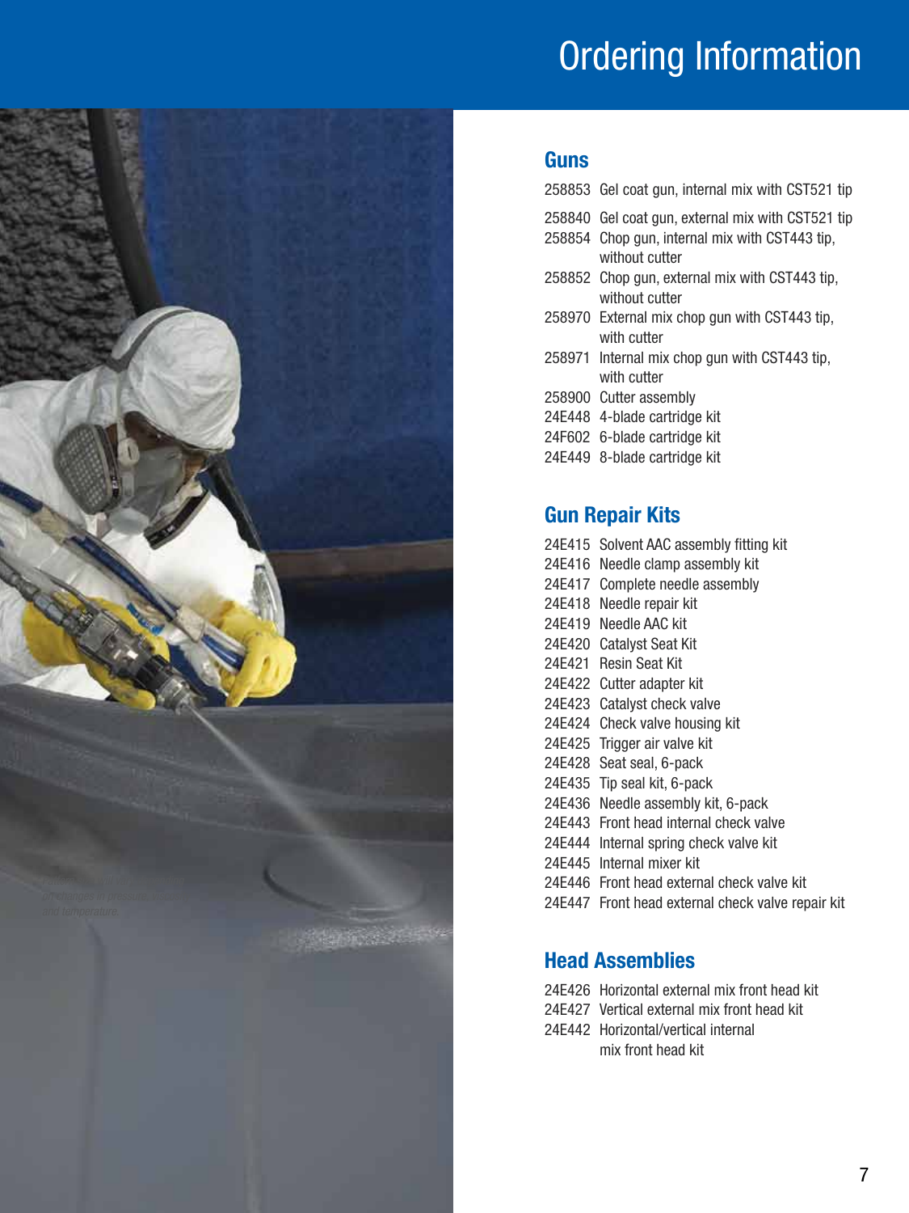# Ordering Information

## Guns

258853 Gel coat gun, internal mix with CST521 tip

258840 Gel coat gun, external mix with CST521 tip

258854 Chop gun, internal mix with CST443 tip, without cutter

258852 Chop gun, external mix with CST443 tip, without cutter

258970 External mix chop gun with CST443 tip, with cutter

258971 Internal mix chop gun with CST443 tip, with cutter

258900 Cutter assembly

24E448 4-blade cartridge kit

24F602 6-blade cartridge kit

24E449 8-blade cartridge kit

## Gun Repair Kits

24E415 Solvent AAC assembly fitting kit

24E416 Needle clamp assembly kit

24E417 Complete needle assembly

24E418 Needle repair kit

24E419 Needle AAC kit

24E420 Catalyst Seat Kit

24E421 Resin Seat Kit

24E422 Cutter adapter kit

24E423 Catalyst check valve

24E424 Check valve housing kit

24E425 Trigger air valve kit

24E428 Seat seal, 6-pack

24E435 Tip seal kit, 6-pack

24E436 Needle assembly kit, 6-pack

24E443 Front head internal check valve

24E444 Internal spring check valve kit

24E445 Internal mixer kit

24E446 Front head external check valve kit

24E447 Front head external check valve repair kit

## Head Assemblies

24E426 Horizontal external mix front head kit

24E427 Vertical external mix front head kit

24E442 Horizontal/vertical internal mix front head kit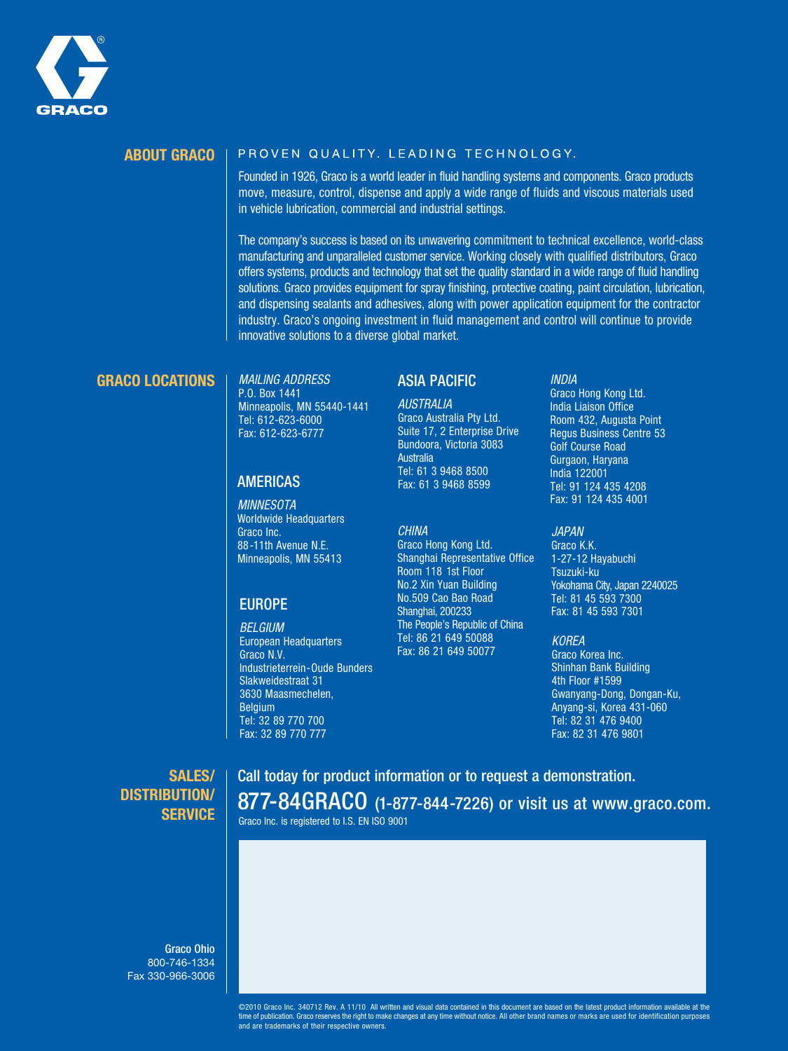GRACO®

## ABOUT GRACO

PROVEN QUALITY. LEADING TECHNOLOGY.

Founded in 1926, Graco is a world leader in fluid handling systems and components. Graco products move, measure, control, dispense and apply a wide range of fluids and viscous materials used in vehicle lubrication, commercial and industrial settings.

The company's success is based on its unwavering commitment to technical excellence, world-class manufacturing and unparalleled customer service. Working closely with qualified distributors, Graco offers systems, products and technology that set the quality standard in a wide range of fluid handling solutions. Graco provides equipment for spray finishing, protective coating, paint circulation, lubrication, and dispensing sealants and adhesives, along with power application equipment for the contractor industry. Graco's ongoing investment in fluid management and control will continue to provide innovative solutions to a diverse global market.

## GRACO LOCATIONS

*MAILING ADDRESS*
P.O. Box 1441
Minneapolis, MN 55440-1441
Tel: 612-623-6000
Fax: 612-623-6777

### AMERICAS

*MINNESOTA*
Worldwide Headquarters
Graco Inc.
88-11th Avenue N.E.
Minneapolis, MN 55413

### EUROPE

*BELGIUM*
European Headquarters
Graco N.V.
Industrieterrein-Oude Bunders
Slakweidestraat 31
3630 Maasmechelen,
Belgium
Tel: 32 89 770 700
Fax: 32 89 770 777

### ASIA PACIFIC

*AUSTRALIA*
Graco Australia Pty Ltd.
Suite 17, 2 Enterprise Drive
Bundoora, Victoria 3083
Australia
Tel: 61 3 9468 8500
Fax: 61 3 9468 8599

*CHINA*
Graco Hong Kong Ltd.
Shanghai Representative Office
Room 118 1st Floor
No.2 Xin Yuan Building
No.509 Cao Bao Road
Shanghai, 200233
The People's Republic of China
Tel: 86 21 649 50088
Fax: 86 21 649 50077

*INDIA*
Graco Hong Kong Ltd.
India Liaison Office
Room 432, Augusta Point
Regus Business Centre 53
Golf Course Road
Gurgaon, Haryana
India 122001
Tel: 91 124 435 4208
Fax: 91 124 435 4001

*JAPAN*
Graco K.K.
1-27-12 Hayabuchi
Tsuzuki-ku
Yokohama City, Japan 2240025
Tel: 81 45 593 7300
Fax: 81 45 593 7301

*KOREA*
Graco Korea Inc.
Shinhan Bank Building
4th Floor #1599
Gwanyang-Dong, Dongan-Ku,
Anyang-si, Korea 431-060
Tel: 82 31 476 9400
Fax: 82 31 476 9801

## SALES/ DISTRIBUTION/ SERVICE

Call today for product information or to request a demonstration.

**877-84GRACO** (1-877-844-7226) or visit us at www.graco.com.

Graco Inc. is registered to I.S. EN ISO 9001

**Graco Ohio**
800-746-1334
Fax 330-966-3006

©2010 Graco Inc. 340712 Rev. A 11/10 All written and visual data contained in this document are based on the latest product information available at the time of publication. Graco reserves the right to make changes at any time without notice. All other brand names or marks are used for identification purposes and are trademarks of their respective owners.